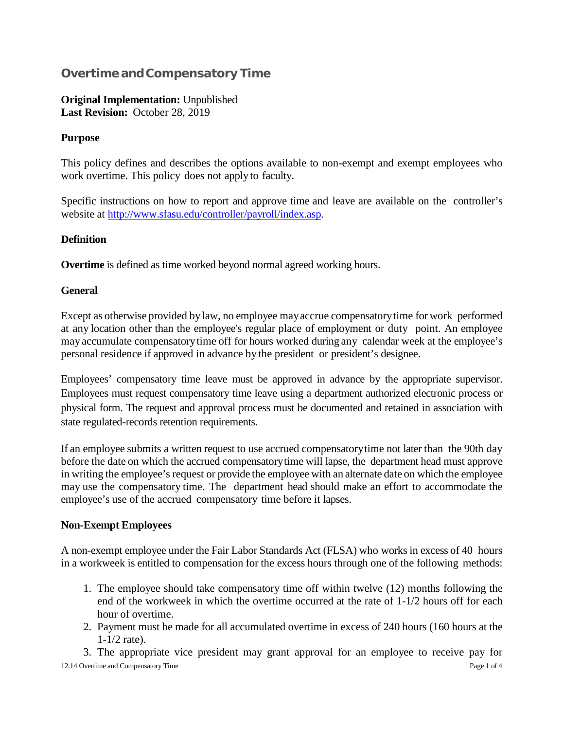# Overtime and Compensatory Time

**Original Implementation:** Unpublished
**Last Revision:** October 28, 2019

### Purpose

This policy defines and describes the options available to non-exempt and exempt employees who work overtime. This policy does not apply to faculty.

Specific instructions on how to report and approve time and leave are available on the controller's website at [http://www.sfasu.edu/controller/payroll/index.asp](http://www.sfasu.edu/controller/payroll/index.asp).

### Definition

**Overtime** is defined as time worked beyond normal agreed working hours.

### General

Except as otherwise provided by law, no employee may accrue compensatory time for work performed at any location other than the employee's regular place of employment or duty point. An employee may accumulate compensatory time off for hours worked during any calendar week at the employee's personal residence if approved in advance by the president or president's designee.

Employees' compensatory time leave must be approved in advance by the appropriate supervisor. Employees must request compensatory time leave using a department authorized electronic process or physical form. The request and approval process must be documented and retained in association with state regulated-records retention requirements.

If an employee submits a written request to use accrued compensatory time not later than the 90th day before the date on which the accrued compensatory time will lapse, the department head must approve in writing the employee's request or provide the employee with an alternate date on which the employee may use the compensatory time. The department head should make an effort to accommodate the employee's use of the accrued compensatory time before it lapses.

### Non-Exempt Employees

A non-exempt employee under the Fair Labor Standards Act (FLSA) who works in excess of 40 hours in a workweek is entitled to compensation for the excess hours through one of the following methods:

1. The employee should take compensatory time off within twelve (12) months following the end of the workweek in which the overtime occurred at the rate of 1-1/2 hours off for each hour of overtime.
2. Payment must be made for all accumulated overtime in excess of 240 hours (160 hours at the 1-1/2 rate).
3. The appropriate vice president may grant approval for an employee to receive pay for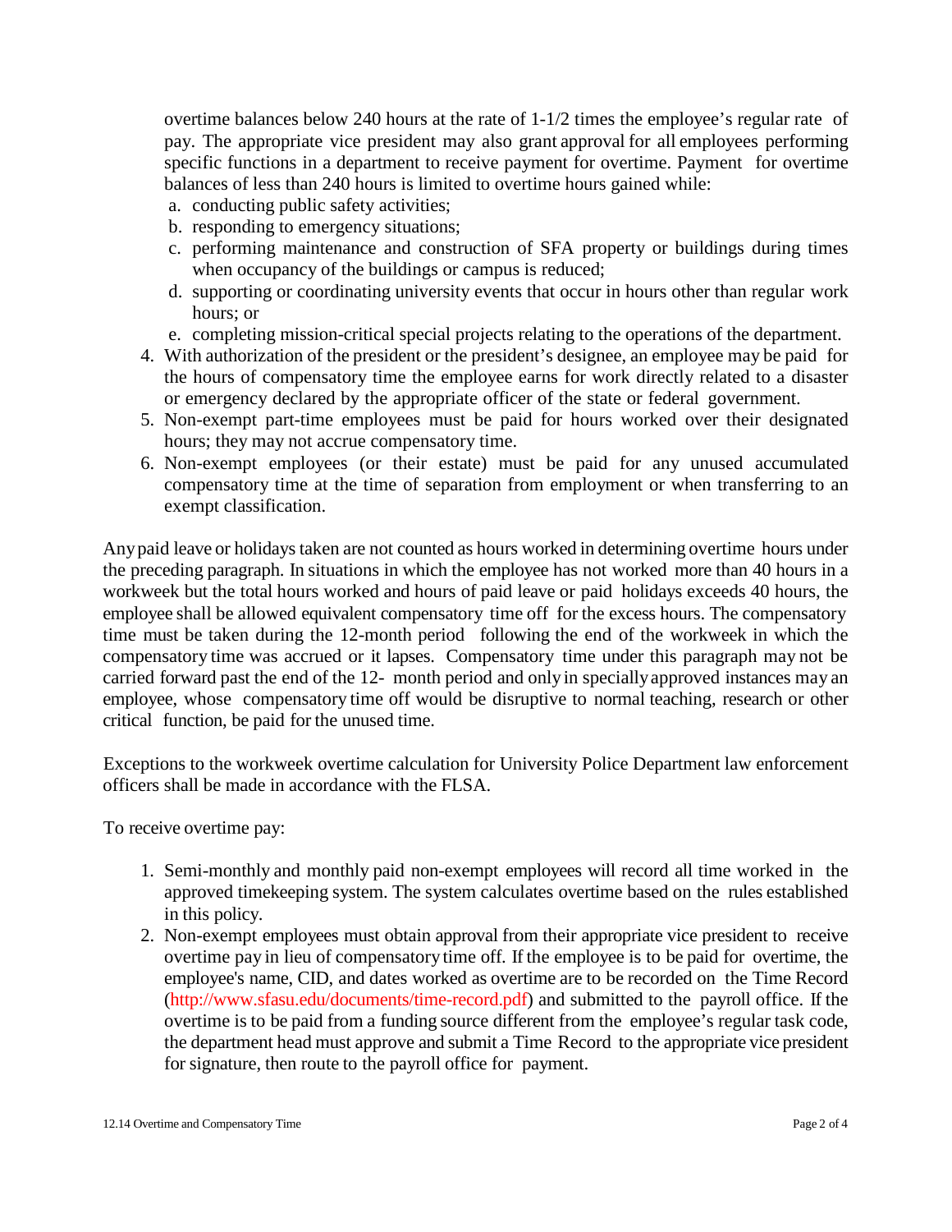overtime balances below 240 hours at the rate of 1-1/2 times the employee's regular rate of pay. The appropriate vice president may also grant approval for all employees performing specific functions in a department to receive payment for overtime. Payment for overtime balances of less than 240 hours is limited to overtime hours gained while:

   a. conducting public safety activities;
   b. responding to emergency situations;
   c. performing maintenance and construction of SFA property or buildings during times when occupancy of the buildings or campus is reduced;
   d. supporting or coordinating university events that occur in hours other than regular work hours; or
   e. completing mission-critical special projects relating to the operations of the department.

4. With authorization of the president or the president's designee, an employee may be paid for the hours of compensatory time the employee earns for work directly related to a disaster or emergency declared by the appropriate officer of the state or federal government.
5. Non-exempt part-time employees must be paid for hours worked over their designated hours; they may not accrue compensatory time.
6. Non-exempt employees (or their estate) must be paid for any unused accumulated compensatory time at the time of separation from employment or when transferring to an exempt classification.

Any paid leave or holidays taken are not counted as hours worked in determining overtime hours under the preceding paragraph. In situations in which the employee has not worked more than 40 hours in a workweek but the total hours worked and hours of paid leave or paid holidays exceeds 40 hours, the employee shall be allowed equivalent compensatory time off for the excess hours. The compensatory time must be taken during the 12-month period following the end of the workweek in which the compensatory time was accrued or it lapses. Compensatory time under this paragraph may not be carried forward past the end of the 12- month period and only in specially approved instances may an employee, whose compensatory time off would be disruptive to normal teaching, research or other critical function, be paid for the unused time.

Exceptions to the workweek overtime calculation for University Police Department law enforcement officers shall be made in accordance with the FLSA.

To receive overtime pay:

1. Semi-monthly and monthly paid non-exempt employees will record all time worked in the approved timekeeping system. The system calculates overtime based on the rules established in this policy.
2. Non-exempt employees must obtain approval from their appropriate vice president to receive overtime pay in lieu of compensatory time off. If the employee is to be paid for overtime, the employee's name, CID, and dates worked as overtime are to be recorded on the Time Record (http://www.sfasu.edu/documents/time-record.pdf) and submitted to the payroll office. If the overtime is to be paid from a funding source different from the employee's regular task code, the department head must approve and submit a Time Record to the appropriate vice president for signature, then route to the payroll office for payment.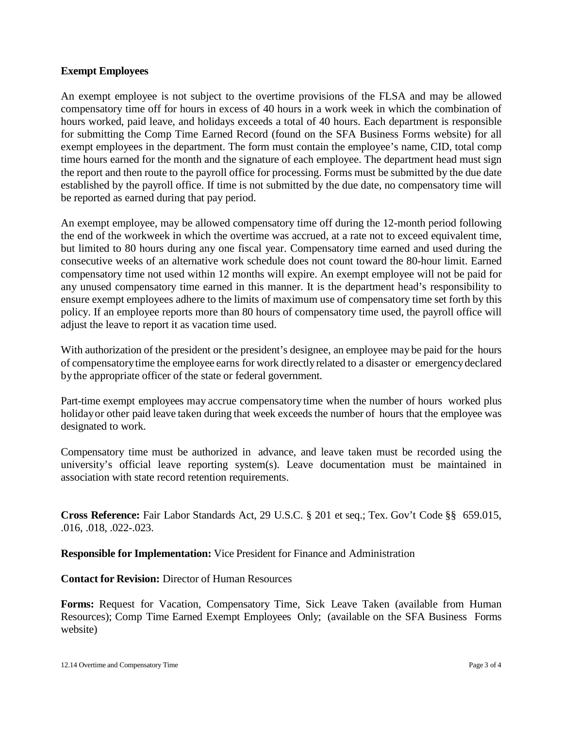**Exempt Employees**

An exempt employee is not subject to the overtime provisions of the FLSA and may be allowed compensatory time off for hours in excess of 40 hours in a work week in which the combination of hours worked, paid leave, and holidays exceeds a total of 40 hours. Each department is responsible for submitting the Comp Time Earned Record (found on the SFA Business Forms website) for all exempt employees in the department. The form must contain the employee's name, CID, total comp time hours earned for the month and the signature of each employee. The department head must sign the report and then route to the payroll office for processing. Forms must be submitted by the due date established by the payroll office. If time is not submitted by the due date, no compensatory time will be reported as earned during that pay period.

An exempt employee, may be allowed compensatory time off during the 12-month period following the end of the workweek in which the overtime was accrued, at a rate not to exceed equivalent time, but limited to 80 hours during any one fiscal year. Compensatory time earned and used during the consecutive weeks of an alternative work schedule does not count toward the 80-hour limit. Earned compensatory time not used within 12 months will expire. An exempt employee will not be paid for any unused compensatory time earned in this manner. It is the department head's responsibility to ensure exempt employees adhere to the limits of maximum use of compensatory time set forth by this policy. If an employee reports more than 80 hours of compensatory time used, the payroll office will adjust the leave to report it as vacation time used.

With authorization of the president or the president's designee, an employee may be paid for the hours of compensatory time the employee earns for work directly related to a disaster or emergency declared by the appropriate officer of the state or federal government.

Part-time exempt employees may accrue compensatory time when the number of hours worked plus holiday or other paid leave taken during that week exceeds the number of hours that the employee was designated to work.

Compensatory time must be authorized in advance, and leave taken must be recorded using the university's official leave reporting system(s). Leave documentation must be maintained in association with state record retention requirements.

**Cross Reference:** Fair Labor Standards Act, 29 U.S.C. § 201 et seq.; Tex. Gov't Code §§ 659.015, .016, .018, .022-.023.

**Responsible for Implementation:** Vice President for Finance and Administration

**Contact for Revision:** Director of Human Resources

**Forms:** Request for Vacation, Compensatory Time, Sick Leave Taken (available from Human Resources); Comp Time Earned Exempt Employees Only; (available on the SFA Business Forms website)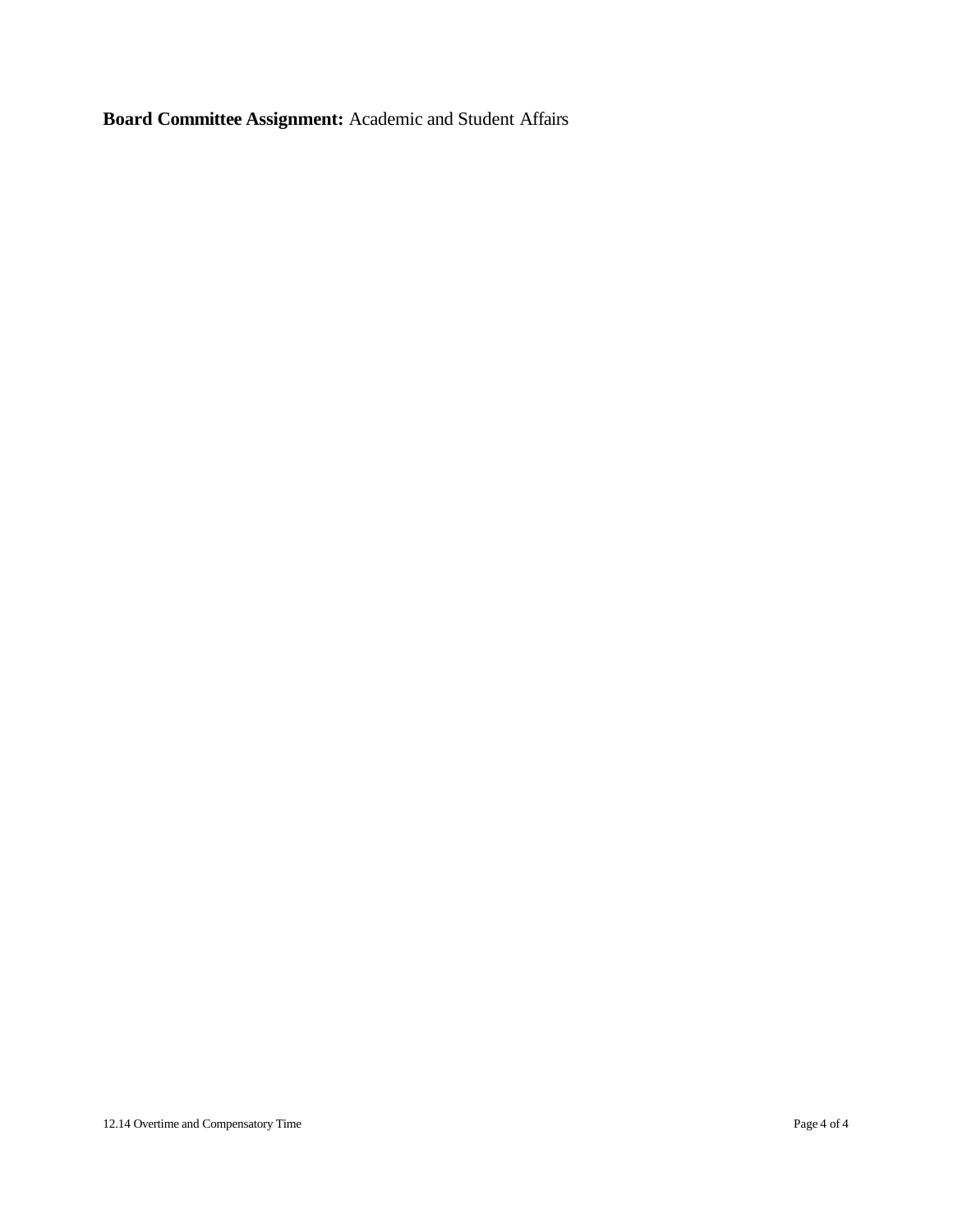**Board Committee Assignment:** Academic and Student Affairs